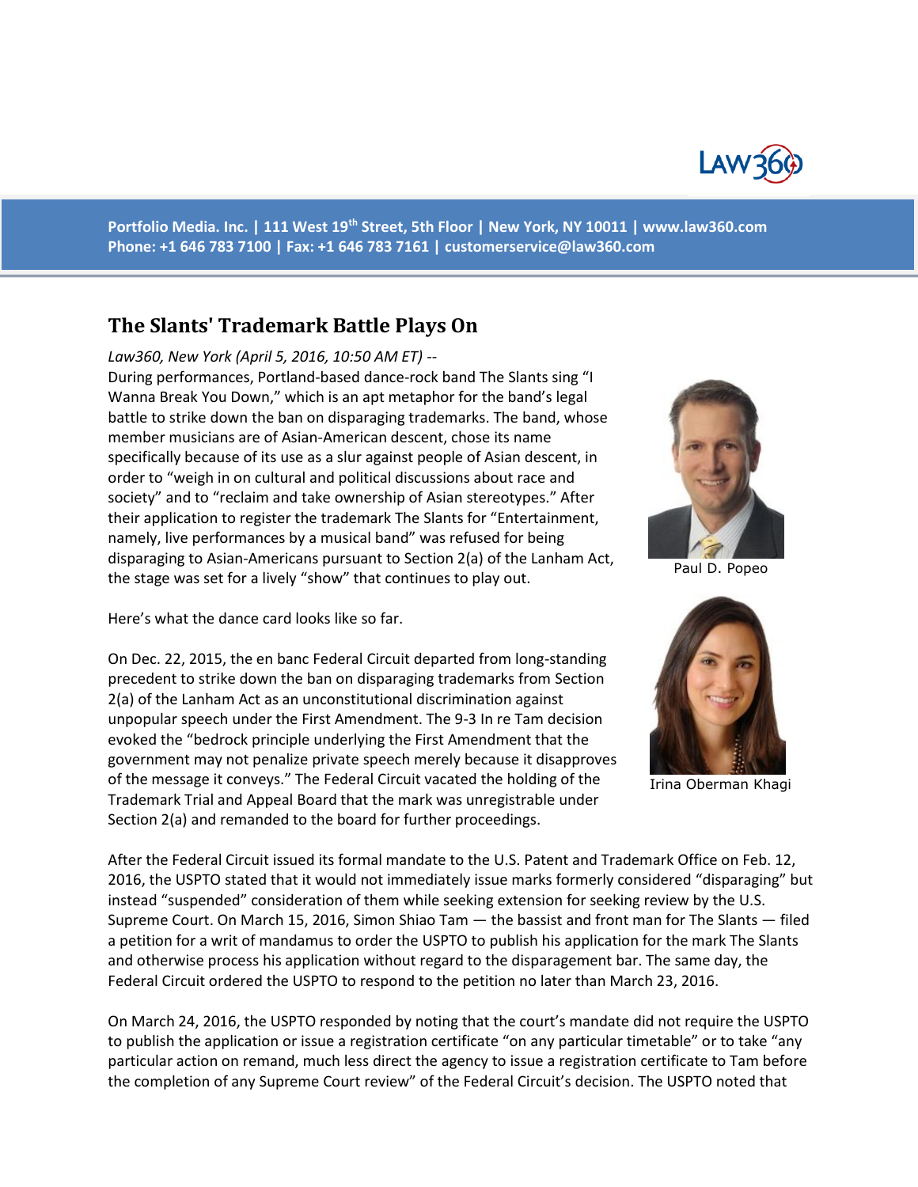Portfolio Media. Inc. | 111 West 19th Street, 5th Floor | New York, NY 10011 | www.law360.com
Phone: +1 646 783 7100 | Fax: +1 646 783 7161 | customerservice@law360.com

# The Slants' Trademark Battle Plays On

*Law360, New York (April 5, 2016, 10:50 AM ET) --*

During performances, Portland-based dance-rock band The Slants sing "I Wanna Break You Down," which is an apt metaphor for the band's legal battle to strike down the ban on disparaging trademarks. The band, whose member musicians are of Asian-American descent, chose its name specifically because of its use as a slur against people of Asian descent, in order to "weigh in on cultural and political discussions about race and society" and to "reclaim and take ownership of Asian stereotypes." After their application to register the trademark The Slants for "Entertainment, namely, live performances by a musical band" was refused for being disparaging to Asian-Americans pursuant to Section 2(a) of the Lanham Act, the stage was set for a lively "show" that continues to play out.

Paul D. Popeo

Irina Oberman Khagi

Here's what the dance card looks like so far.

On Dec. 22, 2015, the en banc Federal Circuit departed from long-standing precedent to strike down the ban on disparaging trademarks from Section 2(a) of the Lanham Act as an unconstitutional discrimination against unpopular speech under the First Amendment. The 9-3 In re Tam decision evoked the "bedrock principle underlying the First Amendment that the government may not penalize private speech merely because it disapproves of the message it conveys." The Federal Circuit vacated the holding of the Trademark Trial and Appeal Board that the mark was unregistrable under Section 2(a) and remanded to the board for further proceedings.

After the Federal Circuit issued its formal mandate to the U.S. Patent and Trademark Office on Feb. 12, 2016, the USPTO stated that it would not immediately issue marks formerly considered "disparaging" but instead "suspended" consideration of them while seeking extension for seeking review by the U.S. Supreme Court. On March 15, 2016, Simon Shiao Tam — the bassist and front man for The Slants — filed a petition for a writ of mandamus to order the USPTO to publish his application for the mark The Slants and otherwise process his application without regard to the disparagement bar. The same day, the Federal Circuit ordered the USPTO to respond to the petition no later than March 23, 2016.

On March 24, 2016, the USPTO responded by noting that the court's mandate did not require the USPTO to publish the application or issue a registration certificate "on any particular timetable" or to take "any particular action on remand, much less direct the agency to issue a registration certificate to Tam before the completion of any Supreme Court review" of the Federal Circuit's decision. The USPTO noted that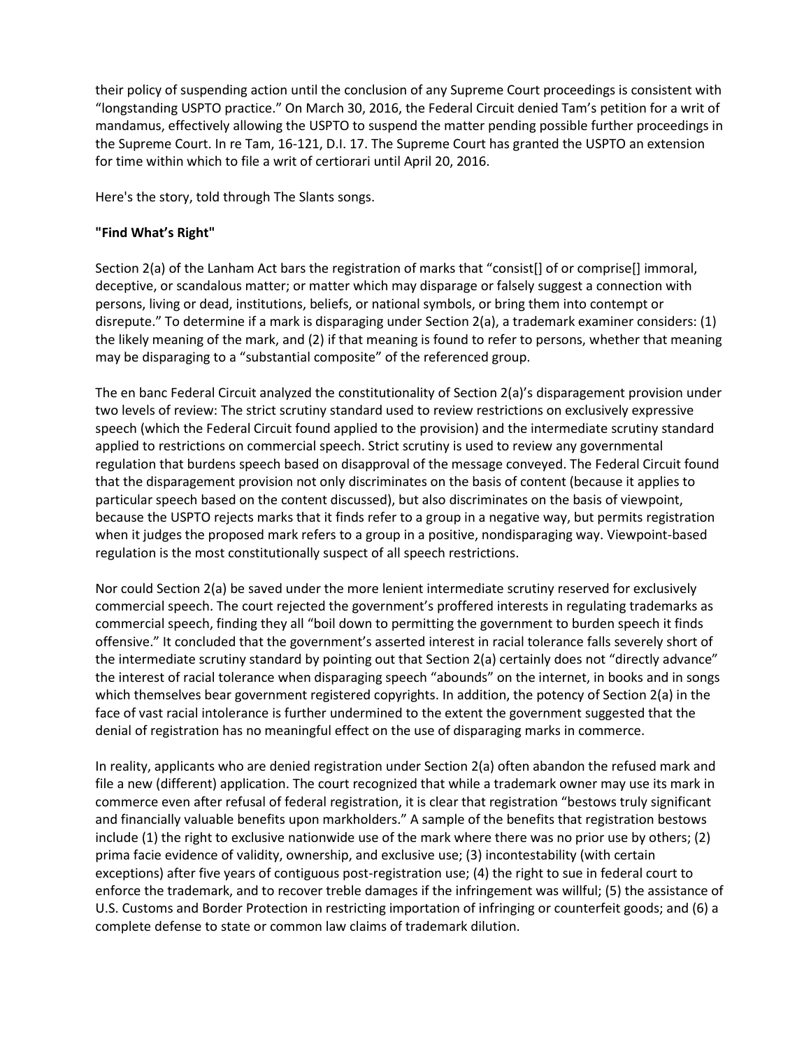their policy of suspending action until the conclusion of any Supreme Court proceedings is consistent with "longstanding USPTO practice." On March 30, 2016, the Federal Circuit denied Tam's petition for a writ of mandamus, effectively allowing the USPTO to suspend the matter pending possible further proceedings in the Supreme Court. In re Tam, 16-121, D.I. 17. The Supreme Court has granted the USPTO an extension for time within which to file a writ of certiorari until April 20, 2016.

Here's the story, told through The Slants songs.

**"Find What's Right"**

Section 2(a) of the Lanham Act bars the registration of marks that "consist[] of or comprise[] immoral, deceptive, or scandalous matter; or matter which may disparage or falsely suggest a connection with persons, living or dead, institutions, beliefs, or national symbols, or bring them into contempt or disrepute." To determine if a mark is disparaging under Section 2(a), a trademark examiner considers: (1) the likely meaning of the mark, and (2) if that meaning is found to refer to persons, whether that meaning may be disparaging to a "substantial composite" of the referenced group.

The en banc Federal Circuit analyzed the constitutionality of Section 2(a)'s disparagement provision under two levels of review: The strict scrutiny standard used to review restrictions on exclusively expressive speech (which the Federal Circuit found applied to the provision) and the intermediate scrutiny standard applied to restrictions on commercial speech. Strict scrutiny is used to review any governmental regulation that burdens speech based on disapproval of the message conveyed. The Federal Circuit found that the disparagement provision not only discriminates on the basis of content (because it applies to particular speech based on the content discussed), but also discriminates on the basis of viewpoint, because the USPTO rejects marks that it finds refer to a group in a negative way, but permits registration when it judges the proposed mark refers to a group in a positive, nondisparaging way. Viewpoint-based regulation is the most constitutionally suspect of all speech restrictions.

Nor could Section 2(a) be saved under the more lenient intermediate scrutiny reserved for exclusively commercial speech. The court rejected the government's proffered interests in regulating trademarks as commercial speech, finding they all "boil down to permitting the government to burden speech it finds offensive." It concluded that the government's asserted interest in racial tolerance falls severely short of the intermediate scrutiny standard by pointing out that Section 2(a) certainly does not "directly advance" the interest of racial tolerance when disparaging speech "abounds" on the internet, in books and in songs which themselves bear government registered copyrights. In addition, the potency of Section 2(a) in the face of vast racial intolerance is further undermined to the extent the government suggested that the denial of registration has no meaningful effect on the use of disparaging marks in commerce.

In reality, applicants who are denied registration under Section 2(a) often abandon the refused mark and file a new (different) application. The court recognized that while a trademark owner may use its mark in commerce even after refusal of federal registration, it is clear that registration "bestows truly significant and financially valuable benefits upon markholders." A sample of the benefits that registration bestows include (1) the right to exclusive nationwide use of the mark where there was no prior use by others; (2) prima facie evidence of validity, ownership, and exclusive use; (3) incontestability (with certain exceptions) after five years of contiguous post-registration use; (4) the right to sue in federal court to enforce the trademark, and to recover treble damages if the infringement was willful; (5) the assistance of U.S. Customs and Border Protection in restricting importation of infringing or counterfeit goods; and (6) a complete defense to state or common law claims of trademark dilution.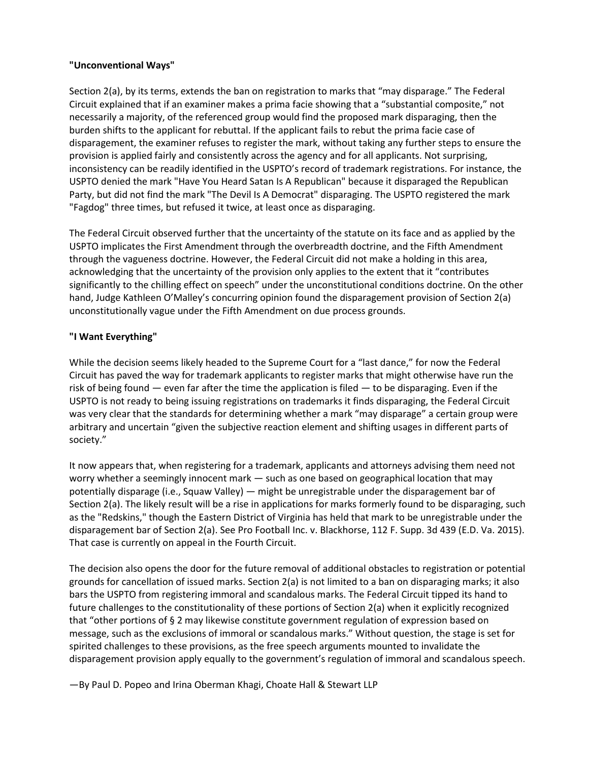### "Unconventional Ways"

Section 2(a), by its terms, extends the ban on registration to marks that "may disparage." The Federal Circuit explained that if an examiner makes a prima facie showing that a "substantial composite," not necessarily a majority, of the referenced group would find the proposed mark disparaging, then the burden shifts to the applicant for rebuttal. If the applicant fails to rebut the prima facie case of disparagement, the examiner refuses to register the mark, without taking any further steps to ensure the provision is applied fairly and consistently across the agency and for all applicants. Not surprising, inconsistency can be readily identified in the USPTO's record of trademark registrations. For instance, the USPTO denied the mark "Have You Heard Satan Is A Republican" because it disparaged the Republican Party, but did not find the mark "The Devil Is A Democrat" disparaging. The USPTO registered the mark "Fagdog" three times, but refused it twice, at least once as disparaging.

The Federal Circuit observed further that the uncertainty of the statute on its face and as applied by the USPTO implicates the First Amendment through the overbreadth doctrine, and the Fifth Amendment through the vagueness doctrine. However, the Federal Circuit did not make a holding in this area, acknowledging that the uncertainty of the provision only applies to the extent that it "contributes significantly to the chilling effect on speech" under the unconstitutional conditions doctrine. On the other hand, Judge Kathleen O'Malley's concurring opinion found the disparagement provision of Section 2(a) unconstitutionally vague under the Fifth Amendment on due process grounds.

### "I Want Everything"

While the decision seems likely headed to the Supreme Court for a "last dance," for now the Federal Circuit has paved the way for trademark applicants to register marks that might otherwise have run the risk of being found — even far after the time the application is filed — to be disparaging. Even if the USPTO is not ready to being issuing registrations on trademarks it finds disparaging, the Federal Circuit was very clear that the standards for determining whether a mark "may disparage" a certain group were arbitrary and uncertain "given the subjective reaction element and shifting usages in different parts of society."

It now appears that, when registering for a trademark, applicants and attorneys advising them need not worry whether a seemingly innocent mark — such as one based on geographical location that may potentially disparage (i.e., Squaw Valley) — might be unregistrable under the disparagement bar of Section 2(a). The likely result will be a rise in applications for marks formerly found to be disparaging, such as the "Redskins," though the Eastern District of Virginia has held that mark to be unregistrable under the disparagement bar of Section 2(a). See Pro Football Inc. v. Blackhorse, 112 F. Supp. 3d 439 (E.D. Va. 2015). That case is currently on appeal in the Fourth Circuit.

The decision also opens the door for the future removal of additional obstacles to registration or potential grounds for cancellation of issued marks. Section 2(a) is not limited to a ban on disparaging marks; it also bars the USPTO from registering immoral and scandalous marks. The Federal Circuit tipped its hand to future challenges to the constitutionality of these portions of Section 2(a) when it explicitly recognized that "other portions of § 2 may likewise constitute government regulation of expression based on message, such as the exclusions of immoral or scandalous marks." Without question, the stage is set for spirited challenges to these provisions, as the free speech arguments mounted to invalidate the disparagement provision apply equally to the government's regulation of immoral and scandalous speech.

—By Paul D. Popeo and Irina Oberman Khagi, Choate Hall & Stewart LLP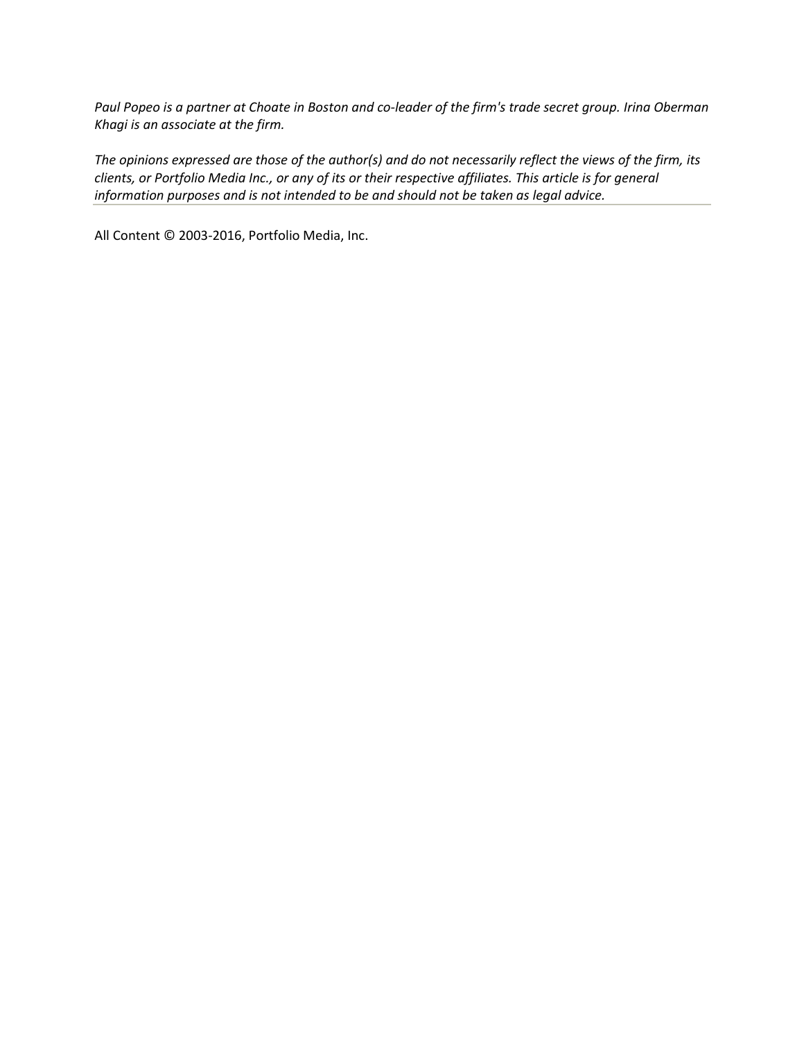*Paul Popeo is a partner at Choate in Boston and co-leader of the firm's trade secret group. Irina Oberman Khagi is an associate at the firm.*

*The opinions expressed are those of the author(s) and do not necessarily reflect the views of the firm, its clients, or Portfolio Media Inc., or any of its or their respective affiliates. This article is for general information purposes and is not intended to be and should not be taken as legal advice.*

---

All Content © 2003-2016, Portfolio Media, Inc.